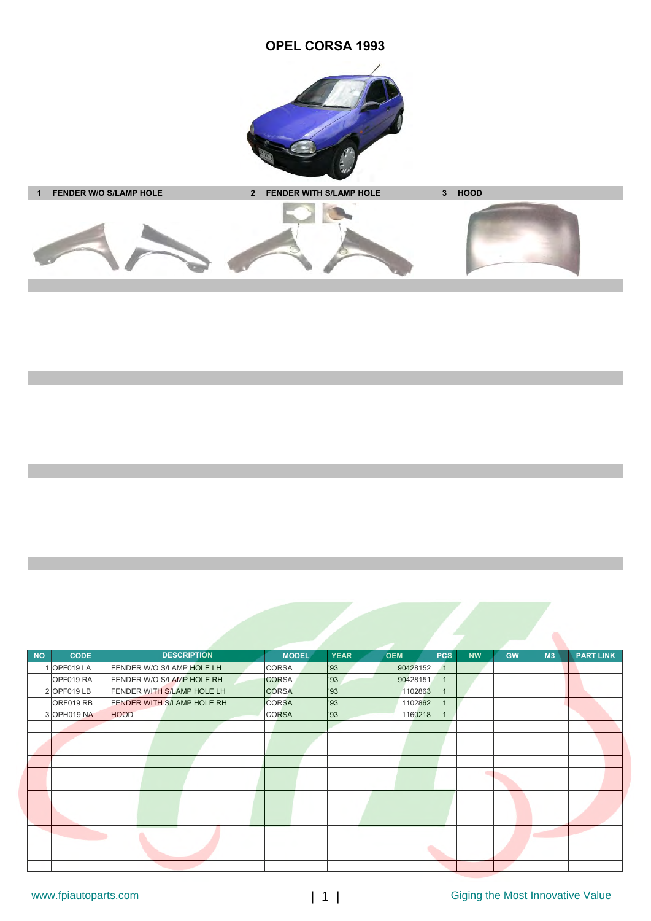# OPEL CORSA 1993

**1 FENDER W/O S/LAMP HOLE** **2 FENDER WITH S/LAMP HOLE** **3 HOOD**

| NO | CODE | DESCRIPTION | MODEL | YEAR | OEM | PCS | NW | GW | M3 | PART LINK |
|---|---|---|---|---|---|---|---|---|---|---|
| 1 | OPF019 LA | FENDER W/O S/LAMP HOLE LH | CORSA | '93 | 90428152 | 1 | | | | |
| | OPF019 RA | FENDER W/O S/LAMP HOLE RH | CORSA | '93 | 90428151 | 1 | | | | |
| 2 | OPF019 LB | FENDER WITH S/LAMP HOLE LH | CORSA | '93 | 1102863 | 1 | | | | |
| | ORF019 RB | FENDER WITH S/LAMP HOLE RH | CORSA | '93 | 1102862 | 1 | | | | |
| 3 | OPH019 NA | HOOD | CORSA | '93 | 1160218 | 1 | | | | |

www.fpiautoparts.com Giging the Most Innovative Value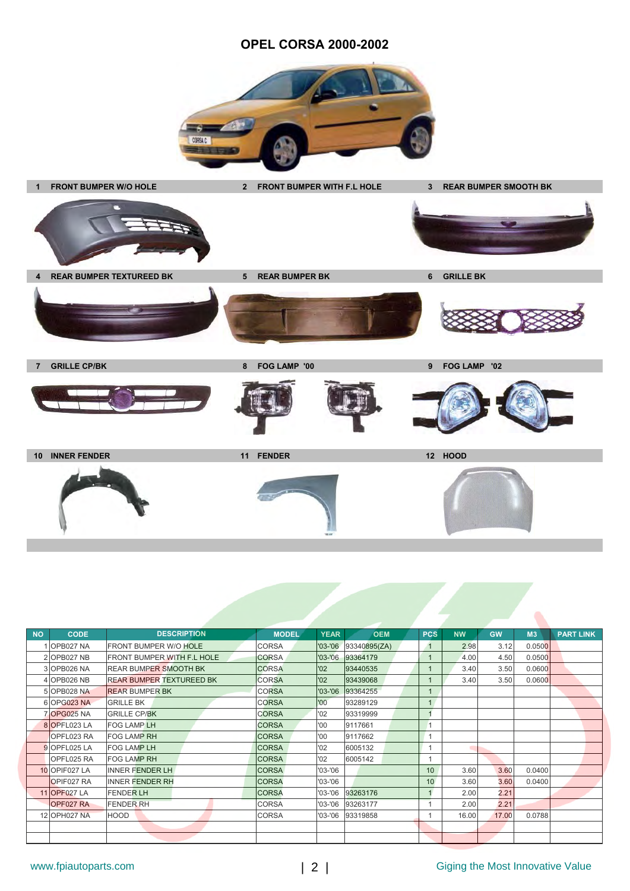# OPEL CORSA 2000-2002

1 FRONT BUMPER W/O HOLE

2 FRONT BUMPER WITH F.L HOLE

3 REAR BUMPER SMOOTH BK

4 REAR BUMPER TEXTUREED BK

5 REAR BUMPER BK

6 GRILLE BK

7 GRILLE CP/BK

8 FOG LAMP '00

9 FOG LAMP '02

10 INNER FENDER

11 FENDER

12 HOOD

| NO | CODE | DESCRIPTION | MODEL | YEAR | OEM | PCS | NW | GW | M3 | PART LINK |
|---|---|---|---|---|---|---|---|---|---|---|
| 1 | OPB027 NA | FRONT BUMPER W/O HOLE | CORSA | '03-'06 | 93340895(ZA) | 1 | 2.98 | 3.12 | 0.0500 | |
| 2 | OPB027 NB | FRONT BUMPER WITH F.L HOLE | CORSA | '03-'06 | 93364179 | 1 | 4.00 | 4.50 | 0.0500 | |
| 3 | OPB026 NA | REAR BUMPER SMOOTH BK | CORSA | '02 | 93440535 | 1 | 3.40 | 3.50 | 0.0600 | |
| 4 | OPB026 NB | REAR BUMPER TEXTUREED BK | CORSA | '02 | 93439068 | 1 | 3.40 | 3.50 | 0.0600 | |
| 5 | OPB028 NA | REAR BUMPER BK | CORSA | '03-'06 | 93364255 | 1 | | | | |
| 6 | OPG023 NA | GRILLE BK | CORSA | '00 | 93289129 | 1 | | | | |
| 7 | OPG025 NA | GRILLE CP/BK | CORSA | '02 | 93319999 | 1 | | | | |
| 8 | OPFL023 LA | FOG LAMP LH | CORSA | '00 | 9117661 | 1 | | | | |
| | OPFL023 RA | FOG LAMP RH | CORSA | '00 | 9117662 | 1 | | | | |
| 9 | OPFL025 LA | FOG LAMP LH | CORSA | '02 | 6005132 | 1 | | | | |
| | OPFL025 RA | FOG LAMP RH | CORSA | '02 | 6005142 | 1 | | | | |
| 10 | OPIF027 LA | INNER FENDER LH | CORSA | '03-'06 | | 10 | 3.60 | 3.60 | 0.0400 | |
| | OPIF027 RA | INNER FENDER RH | CORSA | '03-'06 | | 10 | 3.60 | 3.60 | 0.0400 | |
| 11 | OPF027 LA | FENDER LH | CORSA | '03-'06 | 93263176 | 1 | 2.00 | 2.21 | | |
| | OPF027 RA | FENDER RH | CORSA | '03-'06 | 93263177 | 1 | 2.00 | 2.21 | | |
| 12 | OPH027 NA | HOOD | CORSA | '03-'06 | 93319858 | 1 | 16.00 | 17.00 | 0.0788 | |
| | | | | | | | | | | |
| | | | | | | | | | | |

www.fpiautoparts.com

Giging the Most Innovative Value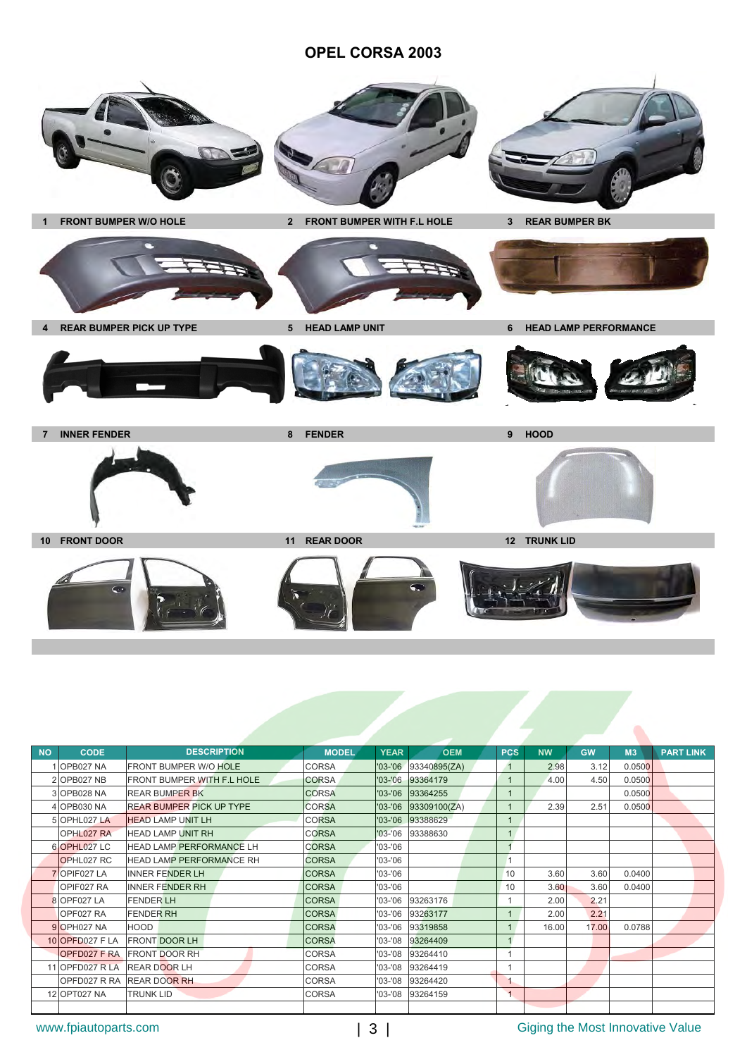# OPEL CORSA 2003

1 FRONT BUMPER W/O HOLE

2 FRONT BUMPER WITH F.L HOLE

3 REAR BUMPER BK

4 REAR BUMPER PICK UP TYPE

5 HEAD LAMP UNIT

6 HEAD LAMP PERFORMANCE

7 INNER FENDER

8 FENDER

9 HOOD

10 FRONT DOOR

11 REAR DOOR

12 TRUNK LID

| NO | CODE | DESCRIPTION | MODEL | YEAR | OEM | PCS | NW | GW | M3 | PART LINK |
|---|---|---|---|---|---|---|---|---|---|---|
| 1 | OPB027 NA | FRONT BUMPER W/O HOLE | CORSA | '03-'06 | 93340895(ZA) | 1 | 2.98 | 3.12 | 0.0500 | |
| 2 | OPB027 NB | FRONT BUMPER WITH F.L HOLE | CORSA | '03-'06 | 93364179 | 1 | 4.00 | 4.50 | 0.0500 | |
| 3 | OPB028 NA | REAR BUMPER BK | CORSA | '03-'06 | 93364255 | 1 | | | 0.0500 | |
| 4 | OPB030 NA | REAR BUMPER PICK UP TYPE | CORSA | '03-'06 | 93309100(ZA) | 1 | 2.39 | 2.51 | 0.0500 | |
| 5 | OPHL027 LA | HEAD LAMP UNIT LH | CORSA | '03-'06 | 93388629 | 1 | | | | |
| | OPHL027 RA | HEAD LAMP UNIT RH | CORSA | '03-'06 | 93388630 | 1 | | | | |
| 6 | OPHL027 LC | HEAD LAMP PERFORMANCE LH | CORSA | '03-'06 | | 1 | | | | |
| | OPHL027 RC | HEAD LAMP PERFORMANCE RH | CORSA | '03-'06 | | 1 | | | | |
| 7 | OPIF027 LA | INNER FENDER LH | CORSA | '03-'06 | | 10 | 3.60 | 3.60 | 0.0400 | |
| | OPIF027 RA | INNER FENDER RH | CORSA | '03-'06 | | 10 | 3.60 | 3.60 | 0.0400 | |
| 8 | OPF027 LA | FENDER LH | CORSA | '03-'06 | 93263176 | 1 | 2.00 | 2.21 | | |
| | OPF027 RA | FENDER RH | CORSA | '03-'06 | 93263177 | 1 | 2.00 | 2.21 | | |
| 9 | OPH027 NA | HOOD | CORSA | '03-'06 | 93319858 | 1 | 16.00 | 17.00 | 0.0788 | |
| 10 | OPFD027 F LA | FRONT DOOR LH | CORSA | '03-'08 | 93264409 | 1 | | | | |
| | OPFD027 F RA | FRONT DOOR RH | CORSA | '03-'08 | 93264410 | 1 | | | | |
| 11 | OPFD027 R LA | REAR DOOR LH | CORSA | '03-'08 | 93264419 | 1 | | | | |
| | OPFD027 R RA | REAR DOOR RH | CORSA | '03-'08 | 93264420 | 1 | | | | |
| 12 | OPT027 NA | TRUNK LID | CORSA | '03-'08 | 93264159 | 1 | | | | |

www.fpiautoparts.com

Giging the Most Innovative Value